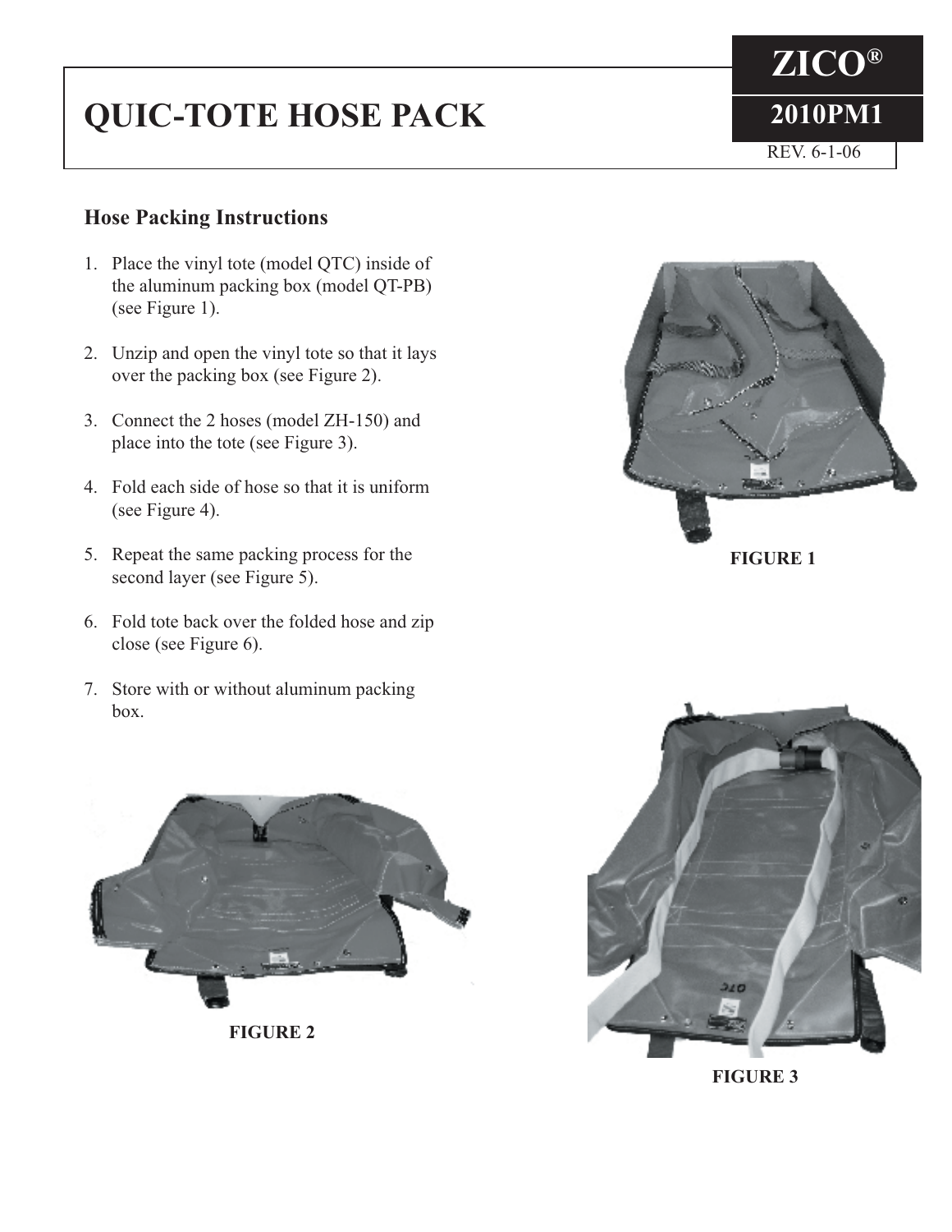# QUIC-TOTE HOSE PACK

**ZICO®**

**2010PM1**

REV. 6-1-06

## Hose Packing Instructions

1. Place the vinyl tote (model QTC) inside of the aluminum packing box (model QT-PB) (see Figure 1).
2. Unzip and open the vinyl tote so that it lays over the packing box (see Figure 2).
3. Connect the 2 hoses (model ZH-150) and place into the tote (see Figure 3).
4. Fold each side of hose so that it is uniform (see Figure 4).
5. Repeat the same packing process for the second layer (see Figure 5).
6. Fold tote back over the folded hose and zip close (see Figure 6).
7. Store with or without aluminum packing box.

**FIGURE 1**

**FIGURE 2**

**FIGURE 3**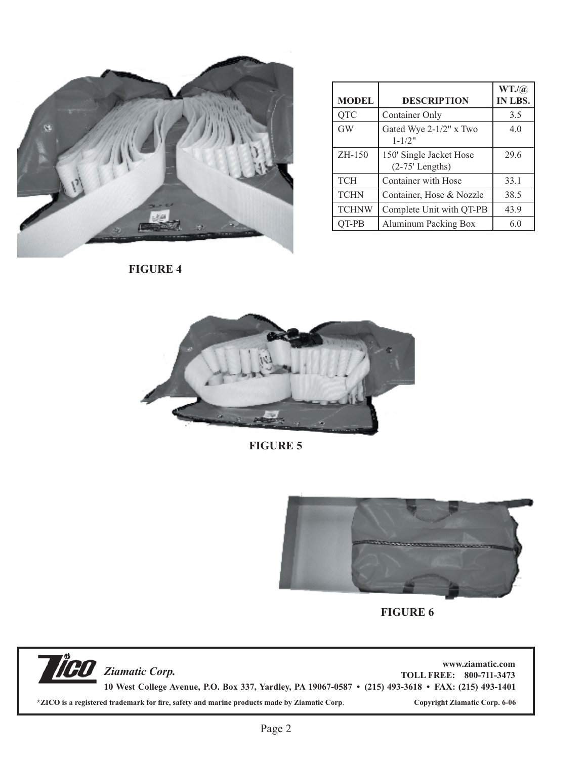FIGURE 4

| MODEL | DESCRIPTION | WT./@ IN LBS. |
|---|---|---|
| QTC | Container Only | 3.5 |
| GW | Gated Wye 2-1/2" x Two 1-1/2" | 4.0 |
| ZH-150 | 150' Single Jacket Hose (2-75' Lengths) | 29.6 |
| TCH | Container with Hose | 33.1 |
| TCHN | Container, Hose & Nozzle | 38.5 |
| TCHNW | Complete Unit with QT-PB | 43.9 |
| QT-PB | Aluminum Packing Box | 6.0 |

FIGURE 5

FIGURE 6

ZICO *Ziamatic Corp.*

**www.ziamatic.com**
**TOLL FREE: 800-711-3473**
**10 West College Avenue, P.O. Box 337, Yardley, PA 19067-0587 • (215) 493-3618 • FAX: (215) 493-1401**

**\*ZICO is a registered trademark for fire, safety and marine products made by Ziamatic Corp.** **Copyright Ziamatic Corp. 6-06**